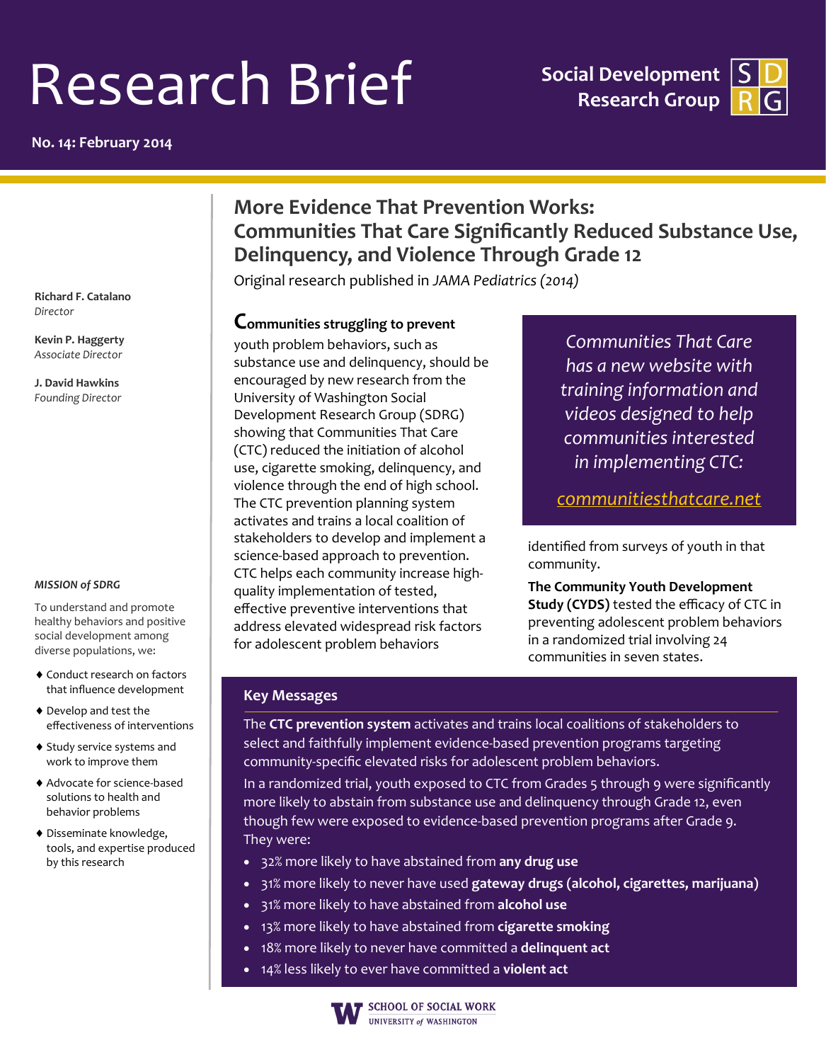# Research Brief

**No. 14: February 2014**

**Social Development Research Group**

## More Evidence That Prevention Works: Communities That Care Significantly Reduced Substance Use, Delinquency, and Violence Through Grade 12

Original research published in *JAMA Pediatrics (2014)*

**Richard F. Catalano**
*Director*

**Kevin P. Haggerty**
*Associate Director*

**J. David Hawkins**
*Founding Director*

***MISSION of SDRG***

To understand and promote healthy behaviors and positive social development among diverse populations, we:

- Conduct research on factors that influence development
- Develop and test the effectiveness of interventions
- Study service systems and work to improve them
- Advocate for science-based solutions to health and behavior problems
- Disseminate knowledge, tools, and expertise produced by this research

**Communities struggling to prevent** youth problem behaviors, such as substance use and delinquency, should be encouraged by new research from the University of Washington Social Development Research Group (SDRG) showing that Communities That Care (CTC) reduced the initiation of alcohol use, cigarette smoking, delinquency, and violence through the end of high school. The CTC prevention planning system activates and trains a local coalition of stakeholders to develop and implement a science-based approach to prevention. CTC helps each community increase high-quality implementation of tested, effective preventive interventions that address elevated widespread risk factors for adolescent problem behaviors identified from surveys of youth in that community.

**The Community Youth Development Study (CYDS)** tested the efficacy of CTC in preventing adolescent problem behaviors in a randomized trial involving 24 communities in seven states.

*Communities That Care has a new website with training information and videos designed to help communities interested in implementing CTC:*

*communitiesthatcare.net*

### Key Messages

The **CTC prevention system** activates and trains local coalitions of stakeholders to select and faithfully implement evidence-based prevention programs targeting community-specific elevated risks for adolescent problem behaviors.

In a randomized trial, youth exposed to CTC from Grades 5 through 9 were significantly more likely to abstain from substance use and delinquency through Grade 12, even though few were exposed to evidence-based prevention programs after Grade 9. They were:

- 32% more likely to have abstained from **any drug use**
- 31% more likely to never have used **gateway drugs (alcohol, cigarettes, marijuana)**
- 31% more likely to have abstained from **alcohol use**
- 13% more likely to have abstained from **cigarette smoking**
- 18% more likely to never have committed a **delinquent act**
- 14% less likely to ever have committed a **violent act**

SCHOOL OF SOCIAL WORK
UNIVERSITY *of* WASHINGTON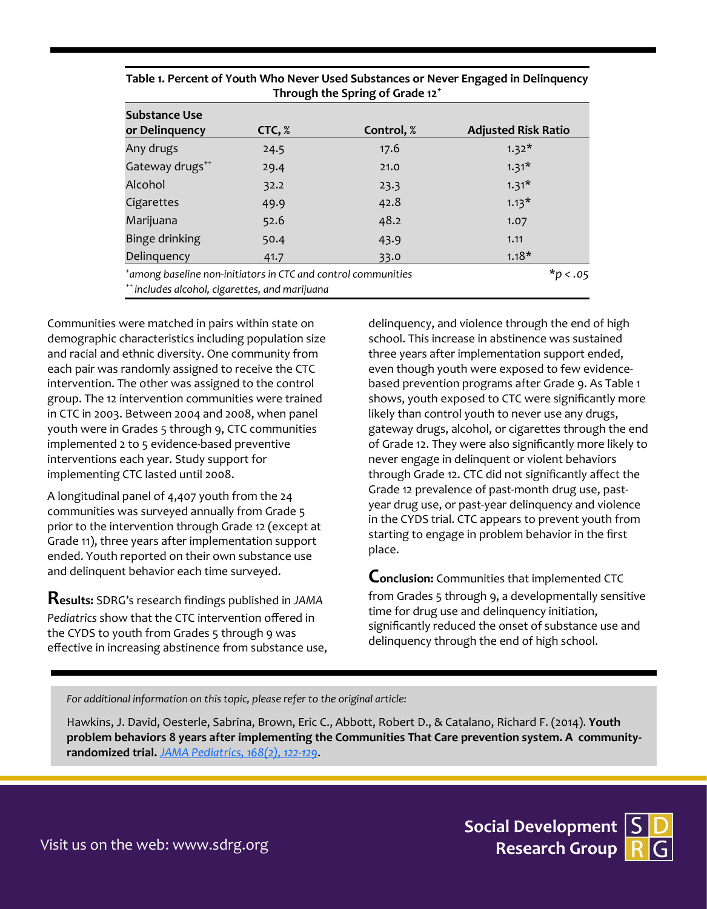**Table 1. Percent of Youth Who Never Used Substances or Never Engaged in Delinquency Through the Spring of Grade 12[+]**

| Substance Use or Delinquency | CTC, % | Control, % | Adjusted Risk Ratio |
|---|---|---|---|
| Any drugs | 24.5 | 17.6 | 1.32* |
| Gateway drugs[++] | 29.4 | 21.0 | 1.31* |
| Alcohol | 32.2 | 23.3 | 1.31* |
| Cigarettes | 49.9 | 42.8 | 1.13* |
| Marijuana | 52.6 | 48.2 | 1.07 |
| Binge drinking | 50.4 | 43.9 | 1.11 |
| Delinquency | 41.7 | 33.0 | 1.18* |

[+] *among baseline non-initiators in CTC and control communities*
[++] *includes alcohol, cigarettes, and marijuana*
*$p < .05$

Communities were matched in pairs within state on demographic characteristics including population size and racial and ethnic diversity. One community from each pair was randomly assigned to receive the CTC intervention. The other was assigned to the control group. The 12 intervention communities were trained in CTC in 2003. Between 2004 and 2008, when panel youth were in Grades 5 through 9, CTC communities implemented 2 to 5 evidence-based preventive interventions each year. Study support for implementing CTC lasted until 2008.

A longitudinal panel of 4,407 youth from the 24 communities was surveyed annually from Grade 5 prior to the intervention through Grade 12 (except at Grade 11), three years after implementation support ended. Youth reported on their own substance use and delinquent behavior each time surveyed.

**Results:** SDRG's research findings published in *JAMA Pediatrics* show that the CTC intervention offered in the CYDS to youth from Grades 5 through 9 was effective in increasing abstinence from substance use, delinquency, and violence through the end of high school. This increase in abstinence was sustained three years after implementation support ended, even though youth were exposed to few evidence-based prevention programs after Grade 9. As Table 1 shows, youth exposed to CTC were significantly more likely than control youth to never use any drugs, gateway drugs, alcohol, or cigarettes through the end of Grade 12. They were also significantly more likely to never engage in delinquent or violent behaviors through Grade 12. CTC did not significantly affect the Grade 12 prevalence of past-month drug use, past-year drug use, or past-year delinquency and violence in the CYDS trial. CTC appears to prevent youth from starting to engage in problem behavior in the first place.

**Conclusion:** Communities that implemented CTC from Grades 5 through 9, a developmentally sensitive time for drug use and delinquency initiation, significantly reduced the onset of substance use and delinquency through the end of high school.

*For additional information on this topic, please refer to the original article:*

Hawkins, J. David, Oesterle, Sabrina, Brown, Eric C., Abbott, Robert D., & Catalano, Richard F. (2014). **Youth problem behaviors 8 years after implementing the Communities That Care prevention system. A community-randomized trial.** *JAMA Pediatrics, 168(2), 122-129*.

Visit us on the web: www.sdrg.org

**Social Development Research Group**